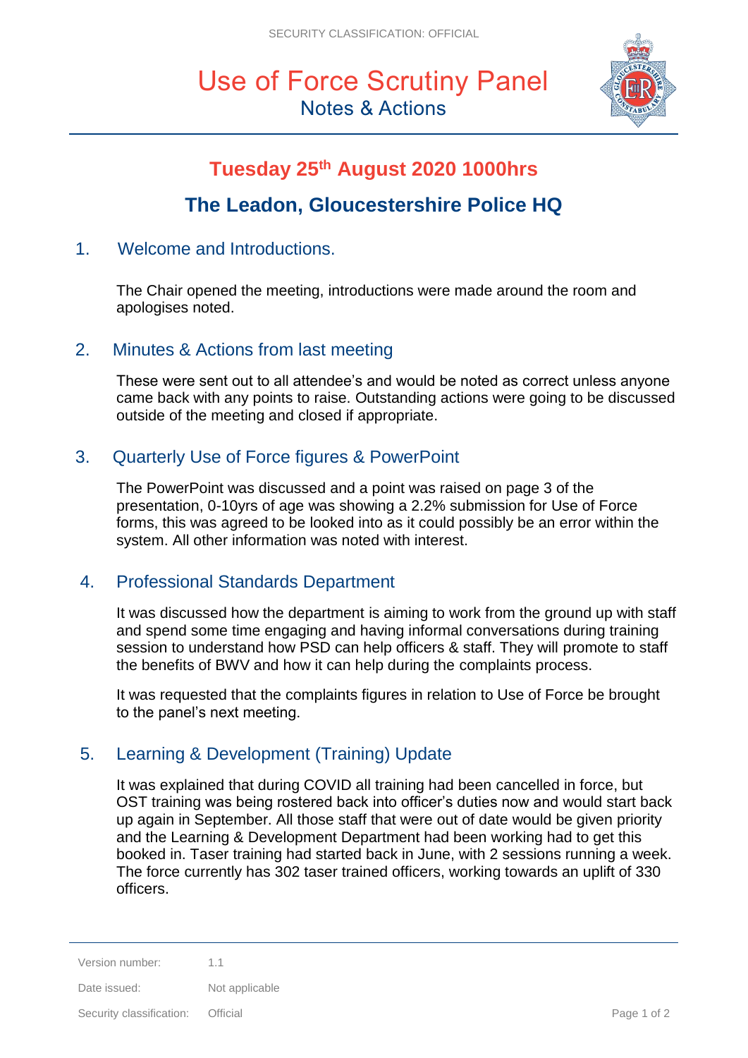# Use of Force Scrutiny Panel

## Notes & Actions

## Tuesday 25th August 2020 1000hrs

## The Leadon, Gloucestershire Police HQ

### 1. Welcome and Introductions.

The Chair opened the meeting, introductions were made around the room and apologises noted.

### 2. Minutes & Actions from last meeting

These were sent out to all attendee's and would be noted as correct unless anyone came back with any points to raise. Outstanding actions were going to be discussed outside of the meeting and closed if appropriate.

### 3. Quarterly Use of Force figures & PowerPoint

The PowerPoint was discussed and a point was raised on page 3 of the presentation, 0-10yrs of age was showing a 2.2% submission for Use of Force forms, this was agreed to be looked into as it could possibly be an error within the system. All other information was noted with interest.

### 4. Professional Standards Department

It was discussed how the department is aiming to work from the ground up with staff and spend some time engaging and having informal conversations during training session to understand how PSD can help officers & staff. They will promote to staff the benefits of BWV and how it can help during the complaints process.

It was requested that the complaints figures in relation to Use of Force be brought to the panel's next meeting.

### 5. Learning & Development (Training) Update

It was explained that during COVID all training had been cancelled in force, but OST training was being rostered back into officer's duties now and would start back up again in September. All those staff that were out of date would be given priority and the Learning & Development Department had been working had to get this booked in. Taser training had started back in June, with 2 sessions running a week. The force currently has 302 taser trained officers, working towards an uplift of 330 officers.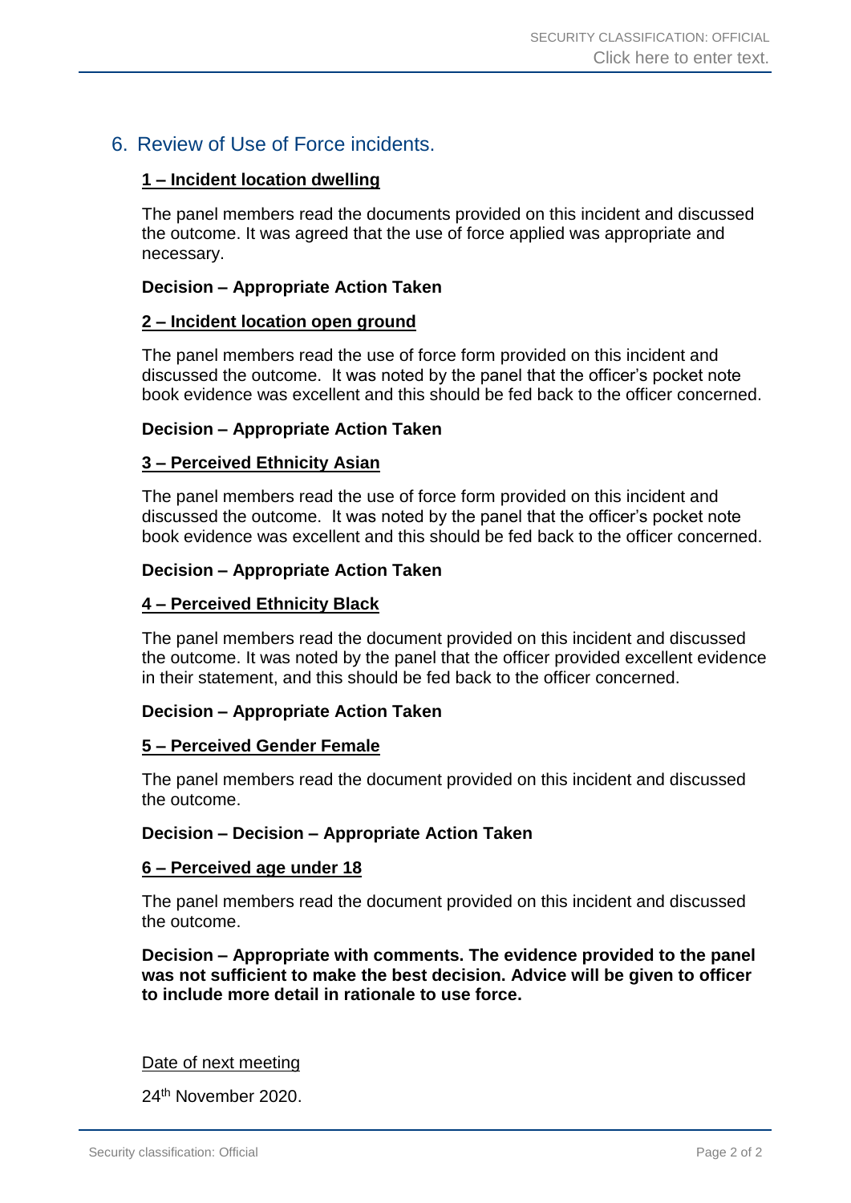## 6. Review of Use of Force incidents.

**1 – Incident location dwelling**

The panel members read the documents provided on this incident and discussed the outcome. It was agreed that the use of force applied was appropriate and necessary.

**Decision – Appropriate Action Taken**

**2 – Incident location open ground**

The panel members read the use of force form provided on this incident and discussed the outcome. It was noted by the panel that the officer's pocket note book evidence was excellent and this should be fed back to the officer concerned.

**Decision – Appropriate Action Taken**

**3 – Perceived Ethnicity Asian**

The panel members read the use of force form provided on this incident and discussed the outcome. It was noted by the panel that the officer's pocket note book evidence was excellent and this should be fed back to the officer concerned.

**Decision – Appropriate Action Taken**

**4 – Perceived Ethnicity Black**

The panel members read the document provided on this incident and discussed the outcome. It was noted by the panel that the officer provided excellent evidence in their statement, and this should be fed back to the officer concerned.

**Decision – Appropriate Action Taken**

**5 – Perceived Gender Female**

The panel members read the document provided on this incident and discussed the outcome.

**Decision – Decision – Appropriate Action Taken**

**6 – Perceived age under 18**

The panel members read the document provided on this incident and discussed the outcome.

**Decision – Appropriate with comments. The evidence provided to the panel was not sufficient to make the best decision. Advice will be given to officer to include more detail in rationale to use force.**

Date of next meeting

24th November 2020.